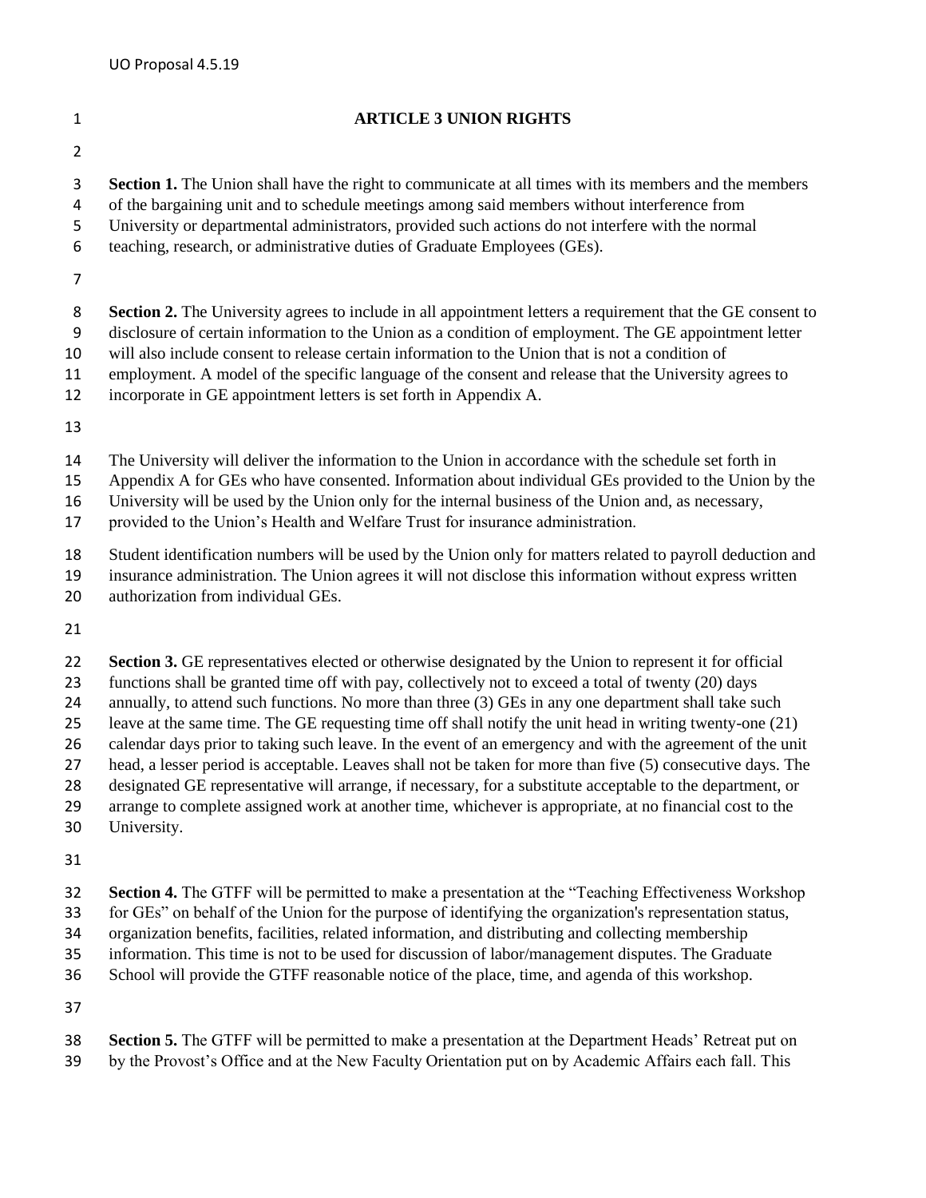# ARTICLE 3 UNION RIGHTS

**Section 1.** The Union shall have the right to communicate at all times with its members and the members of the bargaining unit and to schedule meetings among said members without interference from University or departmental administrators, provided such actions do not interfere with the normal teaching, research, or administrative duties of Graduate Employees (GEs).

**Section 2.** The University agrees to include in all appointment letters a requirement that the GE consent to disclosure of certain information to the Union as a condition of employment. The GE appointment letter will also include consent to release certain information to the Union that is not a condition of employment. A model of the specific language of the consent and release that the University agrees to incorporate in GE appointment letters is set forth in Appendix A.

The University will deliver the information to the Union in accordance with the schedule set forth in Appendix A for GEs who have consented. Information about individual GEs provided to the Union by the University will be used by the Union only for the internal business of the Union and, as necessary, provided to the Union's Health and Welfare Trust for insurance administration.

Student identification numbers will be used by the Union only for matters related to payroll deduction and insurance administration. The Union agrees it will not disclose this information without express written authorization from individual GEs.

**Section 3.** GE representatives elected or otherwise designated by the Union to represent it for official functions shall be granted time off with pay, collectively not to exceed a total of twenty (20) days annually, to attend such functions. No more than three (3) GEs in any one department shall take such leave at the same time. The GE requesting time off shall notify the unit head in writing twenty-one (21) calendar days prior to taking such leave. In the event of an emergency and with the agreement of the unit head, a lesser period is acceptable. Leaves shall not be taken for more than five (5) consecutive days. The designated GE representative will arrange, if necessary, for a substitute acceptable to the department, or arrange to complete assigned work at another time, whichever is appropriate, at no financial cost to the University.

**Section 4.** The GTFF will be permitted to make a presentation at the "Teaching Effectiveness Workshop for GEs" on behalf of the Union for the purpose of identifying the organization's representation status, organization benefits, facilities, related information, and distributing and collecting membership information. This time is not to be used for discussion of labor/management disputes. The Graduate School will provide the GTFF reasonable notice of the place, time, and agenda of this workshop.

**Section 5.** The GTFF will be permitted to make a presentation at the Department Heads' Retreat put on by the Provost's Office and at the New Faculty Orientation put on by Academic Affairs each fall. This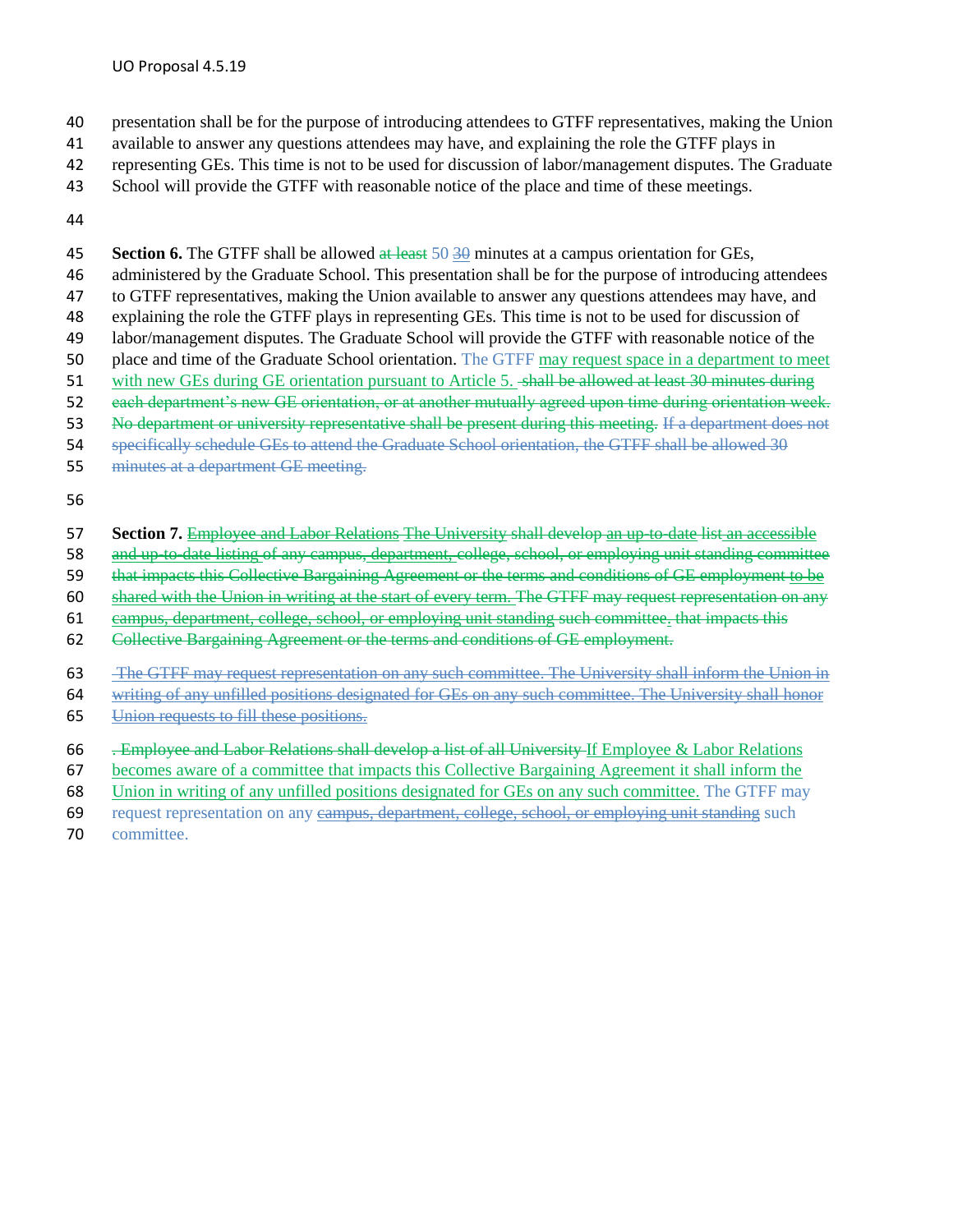presentation shall be for the purpose of introducing attendees to GTFF representatives, making the Union available to answer any questions attendees may have, and explaining the role the GTFF plays in representing GEs. This time is not to be used for discussion of labor/management disputes. The Graduate School will provide the GTFF with reasonable notice of the place and time of these meetings.

**Section 6.** The GTFF shall be allowed ~~at least~~ 50 ~~30~~ minutes at a campus orientation for GEs, administered by the Graduate School. This presentation shall be for the purpose of introducing attendees to GTFF representatives, making the Union available to answer any questions attendees may have, and explaining the role the GTFF plays in representing GEs. This time is not to be used for discussion of labor/management disputes. The Graduate School will provide the GTFF with reasonable notice of the place and time of the Graduate School orientation. The GTFF may request space in a department to meet with new GEs during GE orientation pursuant to Article 5. ~~shall be allowed at least 30 minutes during each department's new GE orientation, or at another mutually agreed upon time during orientation week. No department or university representative shall be present during this meeting. If a department does not specifically schedule GEs to attend the Graduate School orientation, the GTFF shall be allowed 30 minutes at a department GE meeting.~~

**Section 7.** ~~Employee and Labor Relations The University shall develop an up-to-date list an accessible and up-to-date listing of any campus, department, college, school, or employing unit standing committee that impacts this Collective Bargaining Agreement or the terms and conditions of GE employment to be shared with the Union in writing at the start of every term. The GTFF may request representation on any campus, department, college, school, or employing unit standing such committee. that impacts this Collective Bargaining Agreement or the terms and conditions of GE employment.~~

~~The GTFF may request representation on any such committee. The University shall inform the Union in writing of any unfilled positions designated for GEs on any such committee. The University shall honor Union requests to fill these positions.~~

~~. Employee and Labor Relations shall develop a list of all University~~ If Employee & Labor Relations becomes aware of a committee that impacts this Collective Bargaining Agreement it shall inform the Union in writing of any unfilled positions designated for GEs on any such committee. The GTFF may request representation on any ~~campus, department, college, school, or employing unit standing~~ such committee.